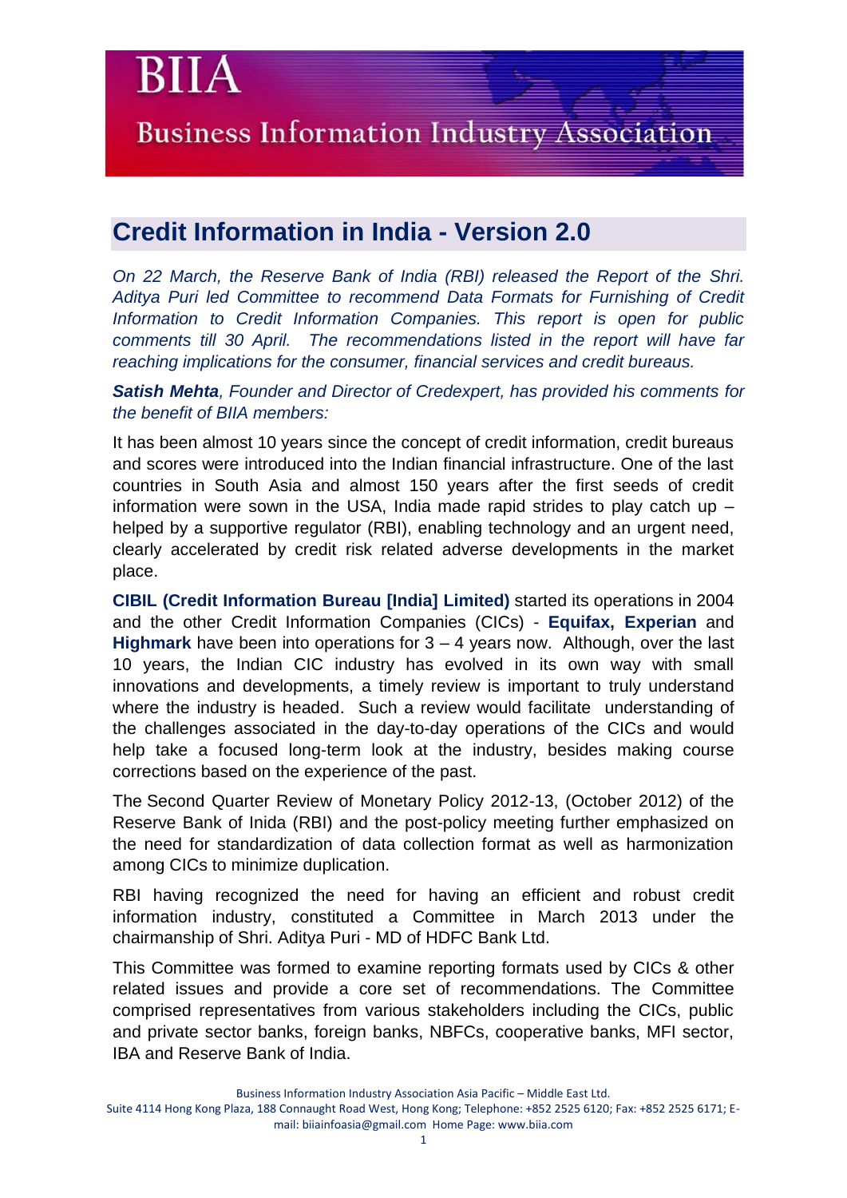# BIIA

## Business Information Industry Association

## Credit Information in India - Version 2.0

*On 22 March, the Reserve Bank of India (RBI) released the Report of the Shri. Aditya Puri led Committee to recommend Data Formats for Furnishing of Credit Information to Credit Information Companies. This report is open for public comments till 30 April. The recommendations listed in the report will have far reaching implications for the consumer, financial services and credit bureaus.*

***Satish Mehta**, Founder and Director of Credexpert, has provided his comments for the benefit of BIIA members:*

It has been almost 10 years since the concept of credit information, credit bureaus and scores were introduced into the Indian financial infrastructure. One of the last countries in South Asia and almost 150 years after the first seeds of credit information were sown in the USA, India made rapid strides to play catch up – helped by a supportive regulator (RBI), enabling technology and an urgent need, clearly accelerated by credit risk related adverse developments in the market place.

**CIBIL (Credit Information Bureau [India] Limited)** started its operations in 2004 and the other Credit Information Companies (CICs) - **Equifax, Experian** and **Highmark** have been into operations for 3 – 4 years now. Although, over the last 10 years, the Indian CIC industry has evolved in its own way with small innovations and developments, a timely review is important to truly understand where the industry is headed. Such a review would facilitate understanding of the challenges associated in the day-to-day operations of the CICs and would help take a focused long-term look at the industry, besides making course corrections based on the experience of the past.

The Second Quarter Review of Monetary Policy 2012-13, (October 2012) of the Reserve Bank of Inida (RBI) and the post-policy meeting further emphasized on the need for standardization of data collection format as well as harmonization among CICs to minimize duplication.

RBI having recognized the need for having an efficient and robust credit information industry, constituted a Committee in March 2013 under the chairmanship of Shri. Aditya Puri - MD of HDFC Bank Ltd.

This Committee was formed to examine reporting formats used by CICs & other related issues and provide a core set of recommendations. The Committee comprised representatives from various stakeholders including the CICs, public and private sector banks, foreign banks, NBFCs, cooperative banks, MFI sector, IBA and Reserve Bank of India.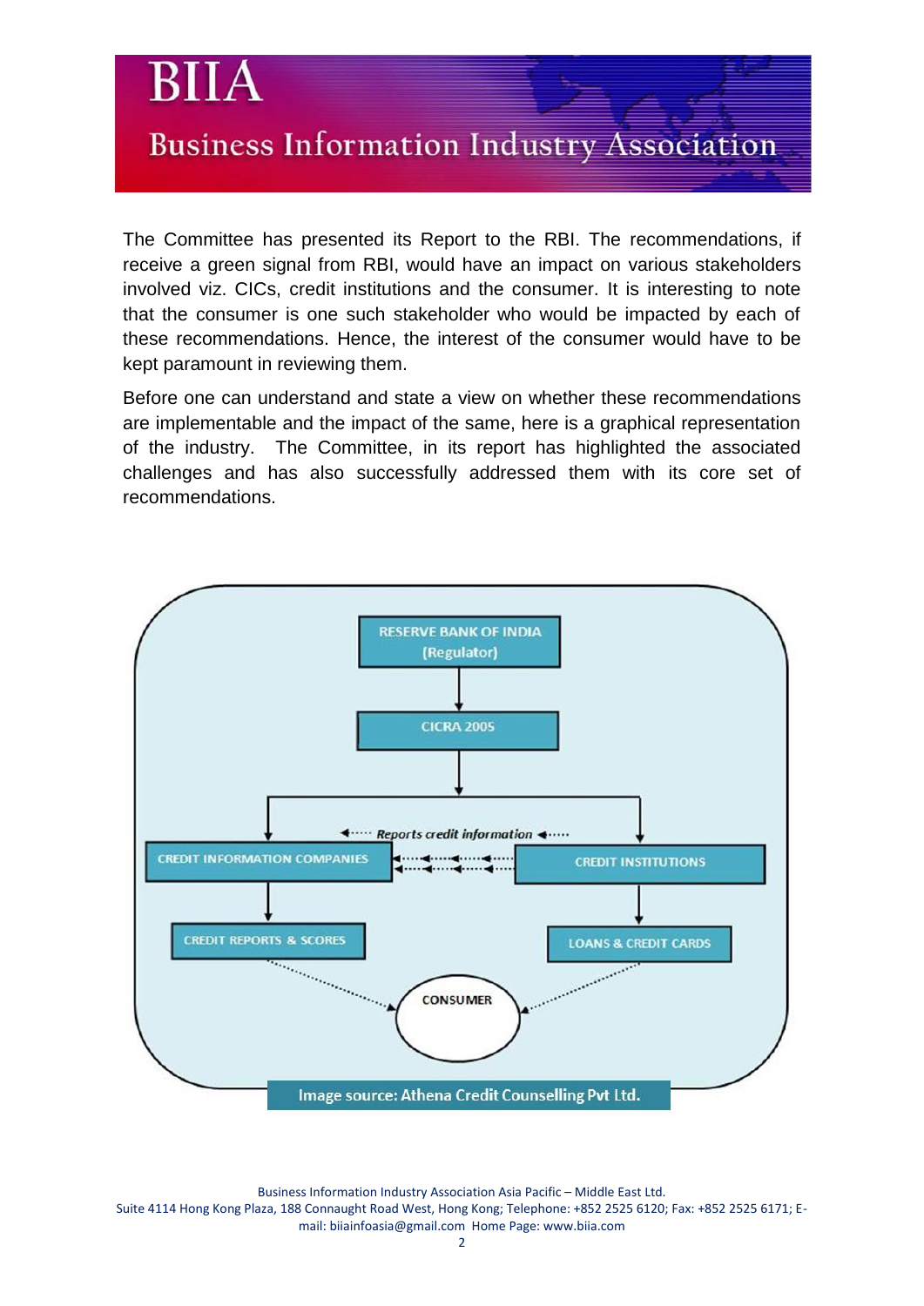The Committee has presented its Report to the RBI. The recommendations, if receive a green signal from RBI, would have an impact on various stakeholders involved viz. CICs, credit institutions and the consumer. It is interesting to note that the consumer is one such stakeholder who would be impacted by each of these recommendations. Hence, the interest of the consumer would have to be kept paramount in reviewing them.

Before one can understand and state a view on whether these recommendations are implementable and the impact of the same, here is a graphical representation of the industry. The Committee, in its report has highlighted the associated challenges and has also successfully addressed them with its core set of recommendations.

RESERVE BANK OF INDIA (Regulator)

CICRA 2005

Reports credit information

CREDIT INFORMATION COMPANIES

CREDIT INSTITUTIONS

CREDIT REPORTS & SCORES

LOANS & CREDIT CARDS

CONSUMER

Image source: Athena Credit Counselling Pvt Ltd.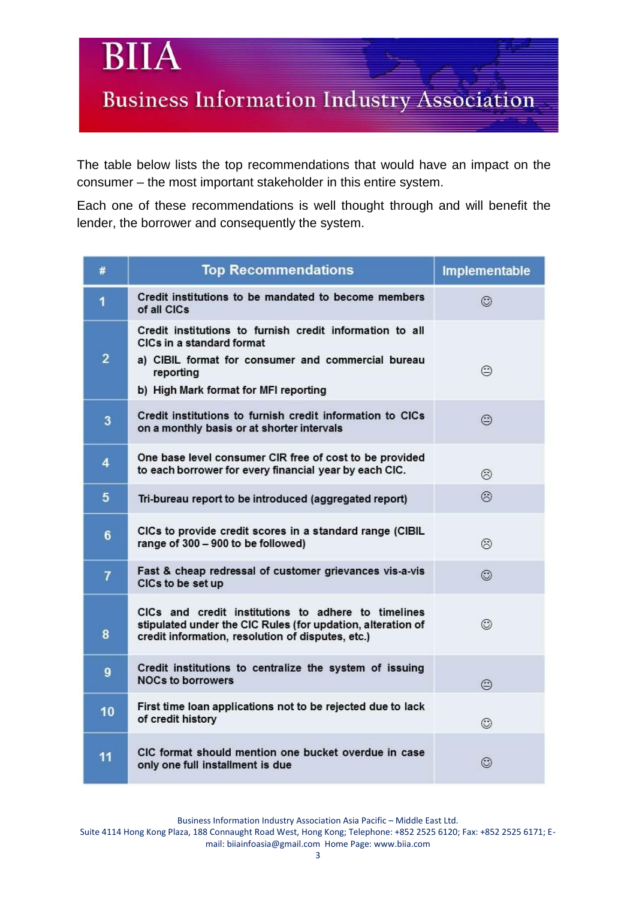The table below lists the top recommendations that would have an impact on the consumer – the most important stakeholder in this entire system.

Each one of these recommendations is well thought through and will benefit the lender, the borrower and consequently the system.

| # | Top Recommendations | Implementable |
|---|---|---|
| 1 | Credit institutions to be mandated to become members of all CICs | ☺ |
| 2 | Credit institutions to furnish credit information to all CICs in a standard format<br>a) CIBIL format for consumer and commercial bureau reporting<br>b) High Mark format for MFI reporting | 😐 |
| 3 | Credit institutions to furnish credit information to CICs on a monthly basis or at shorter intervals | 😐 |
| 4 | One base level consumer CIR free of cost to be provided to each borrower for every financial year by each CIC. | ☹ |
| 5 | Tri-bureau report to be introduced (aggregated report) | ☹ |
| 6 | CICs to provide credit scores in a standard range (CIBIL range of 300 – 900 to be followed) | ☹ |
| 7 | Fast & cheap redressal of customer grievances vis-a-vis CICs to be set up | ☺ |
| 8 | CICs and credit institutions to adhere to timelines stipulated under the CIC Rules (for updation, alteration of credit information, resolution of disputes, etc.) | ☺ |
| 9 | Credit institutions to centralize the system of issuing NOCs to borrowers | 😐 |
| 10 | First time loan applications not to be rejected due to lack of credit history | ☺ |
| 11 | CIC format should mention one bucket overdue in case only one full installment is due | ☺ |

Business Information Industry Association Asia Pacific – Middle East Ltd.
Suite 4114 Hong Kong Plaza, 188 Connaught Road West, Hong Kong; Telephone: +852 2525 6120; Fax: +852 2525 6171; E-mail: biiainfoasia@gmail.com Home Page: www.biia.com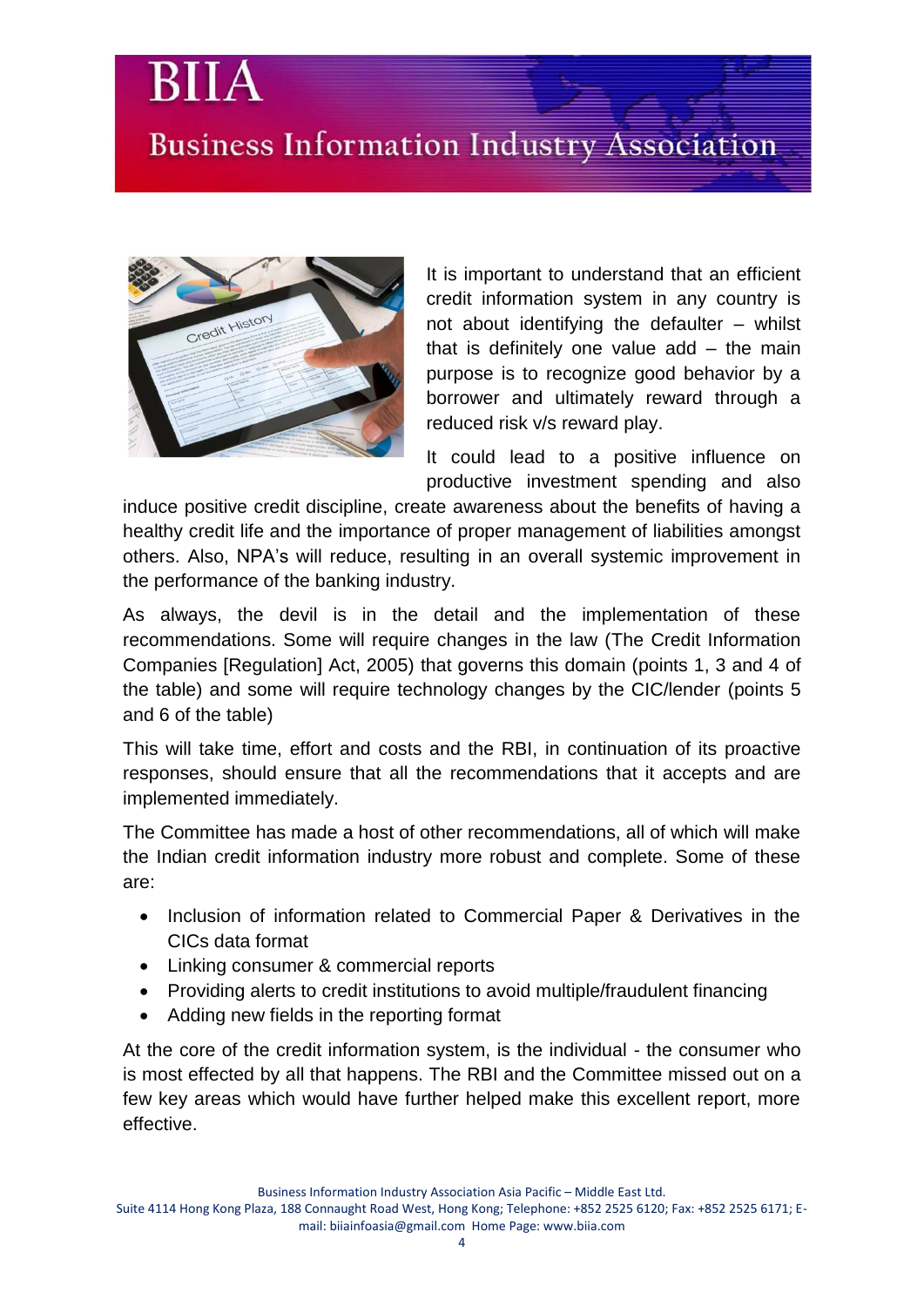It is important to understand that an efficient credit information system in any country is not about identifying the defaulter – whilst that is definitely one value add – the main purpose is to recognize good behavior by a borrower and ultimately reward through a reduced risk v/s reward play.

It could lead to a positive influence on productive investment spending and also induce positive credit discipline, create awareness about the benefits of having a healthy credit life and the importance of proper management of liabilities amongst others. Also, NPA's will reduce, resulting in an overall systemic improvement in the performance of the banking industry.

As always, the devil is in the detail and the implementation of these recommendations. Some will require changes in the law (The Credit Information Companies [Regulation] Act, 2005) that governs this domain (points 1, 3 and 4 of the table) and some will require technology changes by the CIC/lender (points 5 and 6 of the table)

This will take time, effort and costs and the RBI, in continuation of its proactive responses, should ensure that all the recommendations that it accepts and are implemented immediately.

The Committee has made a host of other recommendations, all of which will make the Indian credit information industry more robust and complete. Some of these are:

- Inclusion of information related to Commercial Paper & Derivatives in the CICs data format
- Linking consumer & commercial reports
- Providing alerts to credit institutions to avoid multiple/fraudulent financing
- Adding new fields in the reporting format

At the core of the credit information system, is the individual - the consumer who is most effected by all that happens. The RBI and the Committee missed out on a few key areas which would have further helped make this excellent report, more effective.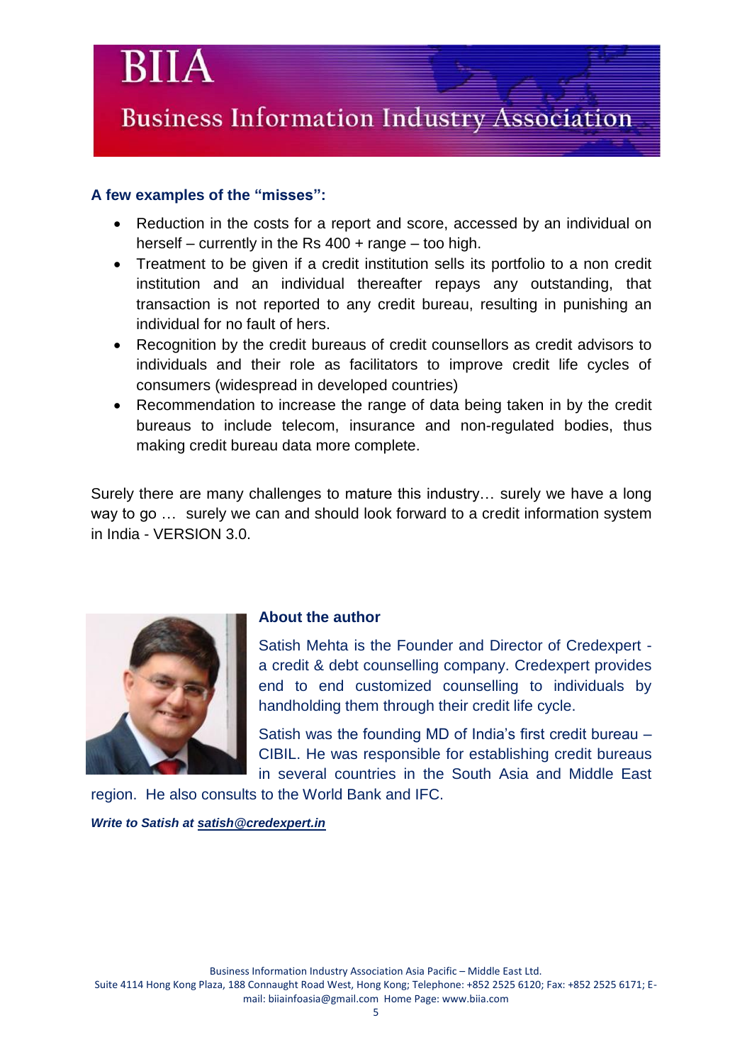### A few examples of the "misses":

- Reduction in the costs for a report and score, accessed by an individual on herself – currently in the Rs 400 + range – too high.
- Treatment to be given if a credit institution sells its portfolio to a non credit institution and an individual thereafter repays any outstanding, that transaction is not reported to any credit bureau, resulting in punishing an individual for no fault of hers.
- Recognition by the credit bureaus of credit counsellors as credit advisors to individuals and their role as facilitators to improve credit life cycles of consumers (widespread in developed countries)
- Recommendation to increase the range of data being taken in by the credit bureaus to include telecom, insurance and non-regulated bodies, thus making credit bureau data more complete.

Surely there are many challenges to mature this industry… surely we have a long way to go … surely we can and should look forward to a credit information system in India - VERSION 3.0.

### About the author

Satish Mehta is the Founder and Director of Credexpert - a credit & debt counselling company. Credexpert provides end to end customized counselling to individuals by handholding them through their credit life cycle.

Satish was the founding MD of India's first credit bureau – CIBIL. He was responsible for establishing credit bureaus in several countries in the South Asia and Middle East region. He also consults to the World Bank and IFC.

***Write to Satish at satish@credexpert.in***